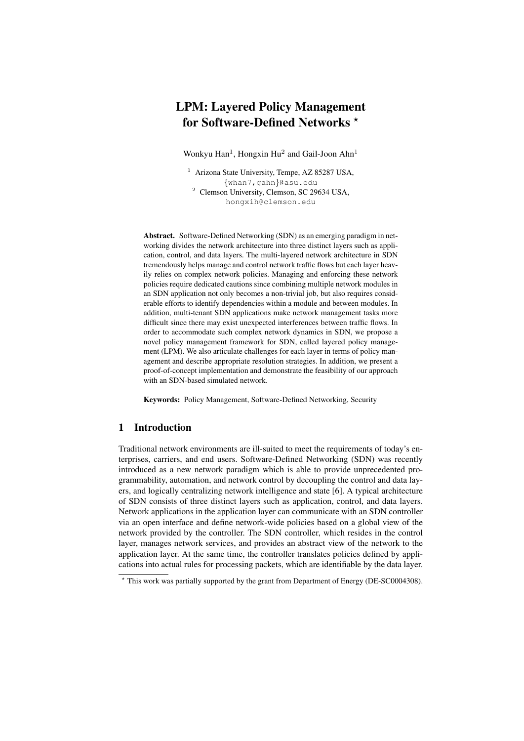# LPM: Layered Policy Management for Software-Defined Networks *

Wonkyu Han[1], Hongxin Hu[2] and Gail-Joon Ahn[1]

[1] Arizona State University, Tempe, AZ 85287 USA, {whan7,gahn}@asu.edu

[2] Clemson University, Clemson, SC 29634 USA, hongxih@clemson.edu

**Abstract.** Software-Defined Networking (SDN) as an emerging paradigm in networking divides the network architecture into three distinct layers such as application, control, and data layers. The multi-layered network architecture in SDN tremendously helps manage and control network traffic flows but each layer heavily relies on complex network policies. Managing and enforcing these network policies require dedicated cautions since combining multiple network modules in an SDN application not only becomes a non-trivial job, but also requires considerable efforts to identify dependencies within a module and between modules. In addition, multi-tenant SDN applications make network management tasks more difficult since there may exist unexpected interferences between traffic flows. In order to accommodate such complex network dynamics in SDN, we propose a novel policy management framework for SDN, called layered policy management (LPM). We also articulate challenges for each layer in terms of policy management and describe appropriate resolution strategies. In addition, we present a proof-of-concept implementation and demonstrate the feasibility of our approach with an SDN-based simulated network.

**Keywords:** Policy Management, Software-Defined Networking, Security

## 1 Introduction

Traditional network environments are ill-suited to meet the requirements of today's enterprises, carriers, and end users. Software-Defined Networking (SDN) was recently introduced as a new network paradigm which is able to provide unprecedented programmability, automation, and network control by decoupling the control and data layers, and logically centralizing network intelligence and state [6]. A typical architecture of SDN consists of three distinct layers such as application, control, and data layers. Network applications in the application layer can communicate with an SDN controller via an open interface and define network-wide policies based on a global view of the network provided by the controller. The SDN controller, which resides in the control layer, manages network services, and provides an abstract view of the network to the application layer. At the same time, the controller translates policies defined by applications into actual rules for processing packets, which are identifiable by the data layer.

* This work was partially supported by the grant from Department of Energy (DE-SC0004308).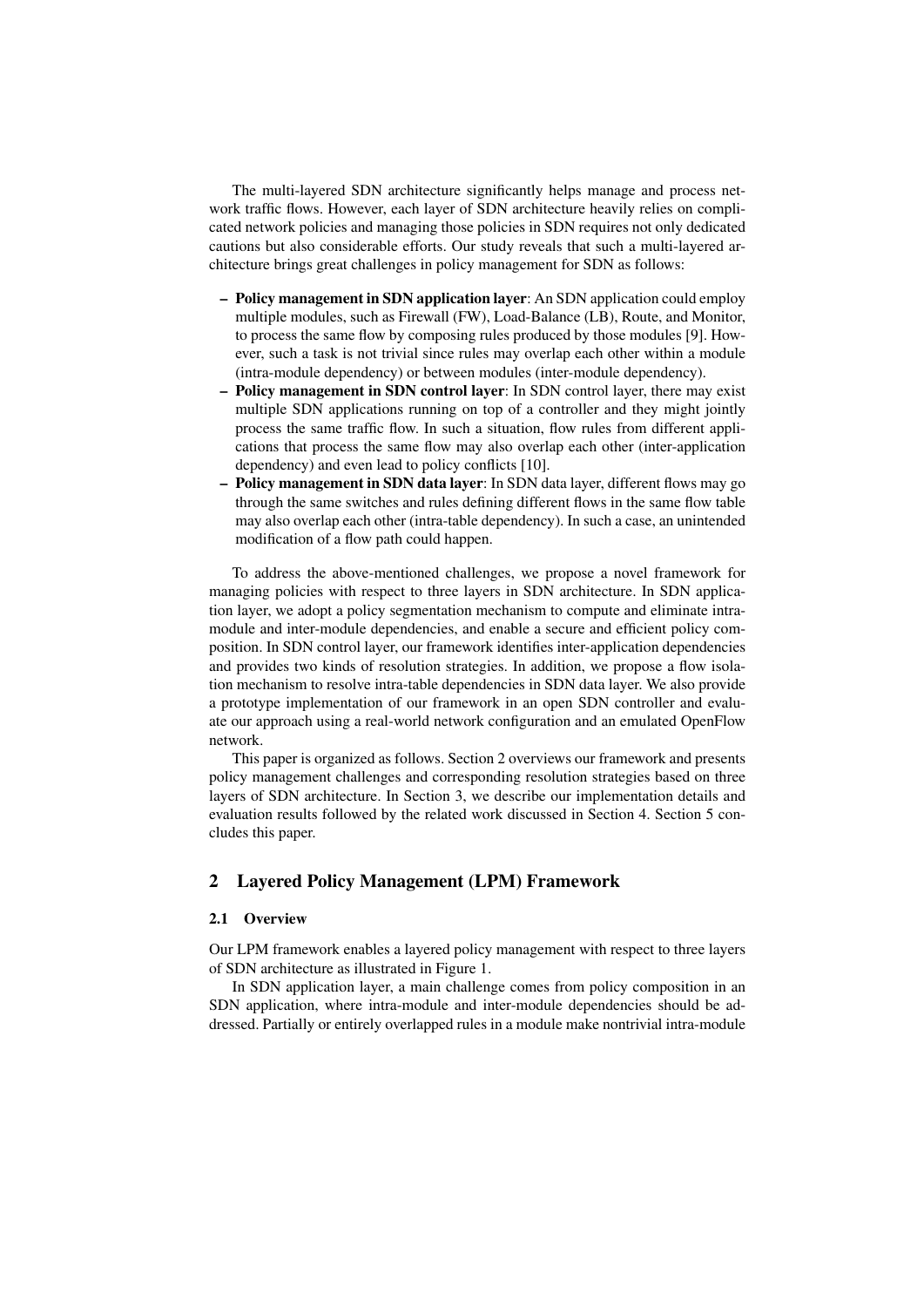The multi-layered SDN architecture significantly helps manage and process network traffic flows. However, each layer of SDN architecture heavily relies on complicated network policies and managing those policies in SDN requires not only dedicated cautions but also considerable efforts. Our study reveals that such a multi-layered architecture brings great challenges in policy management for SDN as follows:

- **Policy management in SDN application layer**: An SDN application could employ multiple modules, such as Firewall (FW), Load-Balance (LB), Route, and Monitor, to process the same flow by composing rules produced by those modules [9]. However, such a task is not trivial since rules may overlap each other within a module (intra-module dependency) or between modules (inter-module dependency).
- **Policy management in SDN control layer**: In SDN control layer, there may exist multiple SDN applications running on top of a controller and they might jointly process the same traffic flow. In such a situation, flow rules from different applications that process the same flow may also overlap each other (inter-application dependency) and even lead to policy conflicts [10].
- **Policy management in SDN data layer**: In SDN data layer, different flows may go through the same switches and rules defining different flows in the same flow table may also overlap each other (intra-table dependency). In such a case, an unintended modification of a flow path could happen.

To address the above-mentioned challenges, we propose a novel framework for managing policies with respect to three layers in SDN architecture. In SDN application layer, we adopt a policy segmentation mechanism to compute and eliminate intra-module and inter-module dependencies, and enable a secure and efficient policy composition. In SDN control layer, our framework identifies inter-application dependencies and provides two kinds of resolution strategies. In addition, we propose a flow isolation mechanism to resolve intra-table dependencies in SDN data layer. We also provide a prototype implementation of our framework in an open SDN controller and evaluate our approach using a real-world network configuration and an emulated OpenFlow network.

This paper is organized as follows. Section 2 overviews our framework and presents policy management challenges and corresponding resolution strategies based on three layers of SDN architecture. In Section 3, we describe our implementation details and evaluation results followed by the related work discussed in Section 4. Section 5 concludes this paper.

## 2 Layered Policy Management (LPM) Framework

### 2.1 Overview

Our LPM framework enables a layered policy management with respect to three layers of SDN architecture as illustrated in Figure 1.

In SDN application layer, a main challenge comes from policy composition in an SDN application, where intra-module and inter-module dependencies should be addressed. Partially or entirely overlapped rules in a module make nontrivial intra-module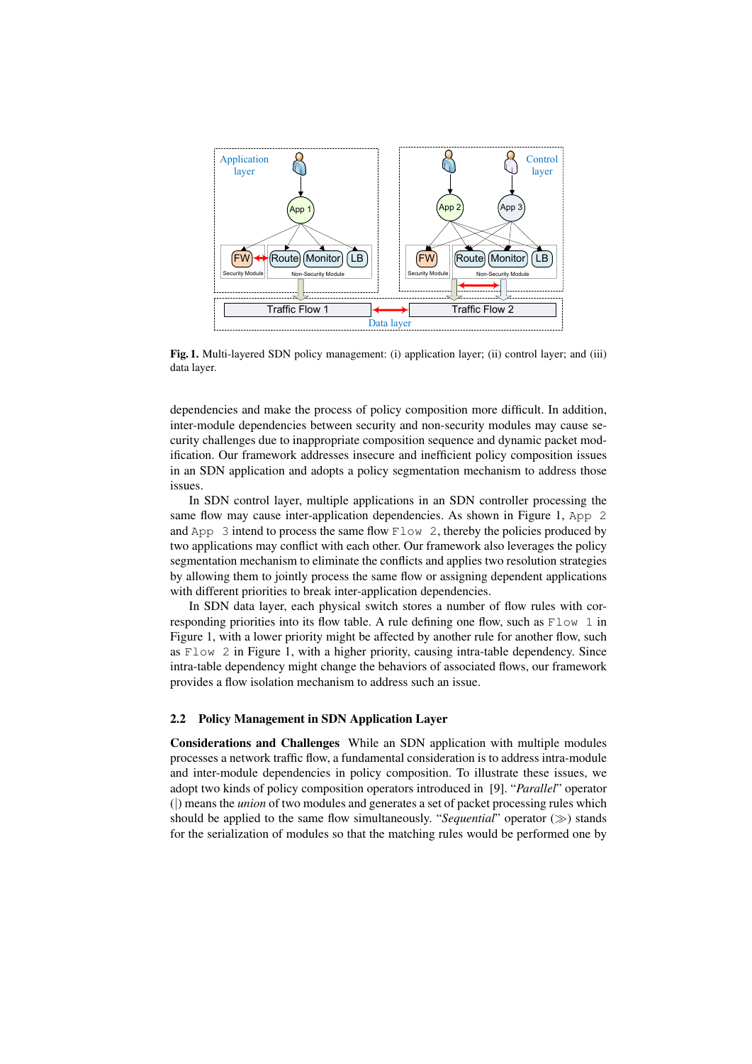**Fig. 1.** Multi-layered SDN policy management: (i) application layer; (ii) control layer; and (iii) data layer.

dependencies and make the process of policy composition more difficult. In addition, inter-module dependencies between security and non-security modules may cause security challenges due to inappropriate composition sequence and dynamic packet modification. Our framework addresses insecure and inefficient policy composition issues in an SDN application and adopts a policy segmentation mechanism to address those issues.

In SDN control layer, multiple applications in an SDN controller processing the same flow may cause inter-application dependencies. As shown in Figure 1, `App 2` and `App 3` intend to process the same flow `Flow 2`, thereby the policies produced by two applications may conflict with each other. Our framework also leverages the policy segmentation mechanism to eliminate the conflicts and applies two resolution strategies by allowing them to jointly process the same flow or assigning dependent applications with different priorities to break inter-application dependencies.

In SDN data layer, each physical switch stores a number of flow rules with corresponding priorities into its flow table. A rule defining one flow, such as `Flow 1` in Figure 1, with a lower priority might be affected by another rule for another flow, such as `Flow 2` in Figure 1, with a higher priority, causing intra-table dependency. Since intra-table dependency might change the behaviors of associated flows, our framework provides a flow isolation mechanism to address such an issue.

### 2.2 Policy Management in SDN Application Layer

**Considerations and Challenges** While an SDN application with multiple modules processes a network traffic flow, a fundamental consideration is to address intra-module and inter-module dependencies in policy composition. To illustrate these issues, we adopt two kinds of policy composition operators introduced in [9]. "*Parallel*" operator (|) means the *union* of two modules and generates a set of packet processing rules which should be applied to the same flow simultaneously. "*Sequential*" operator ($\gg$) stands for the serialization of modules so that the matching rules would be performed one by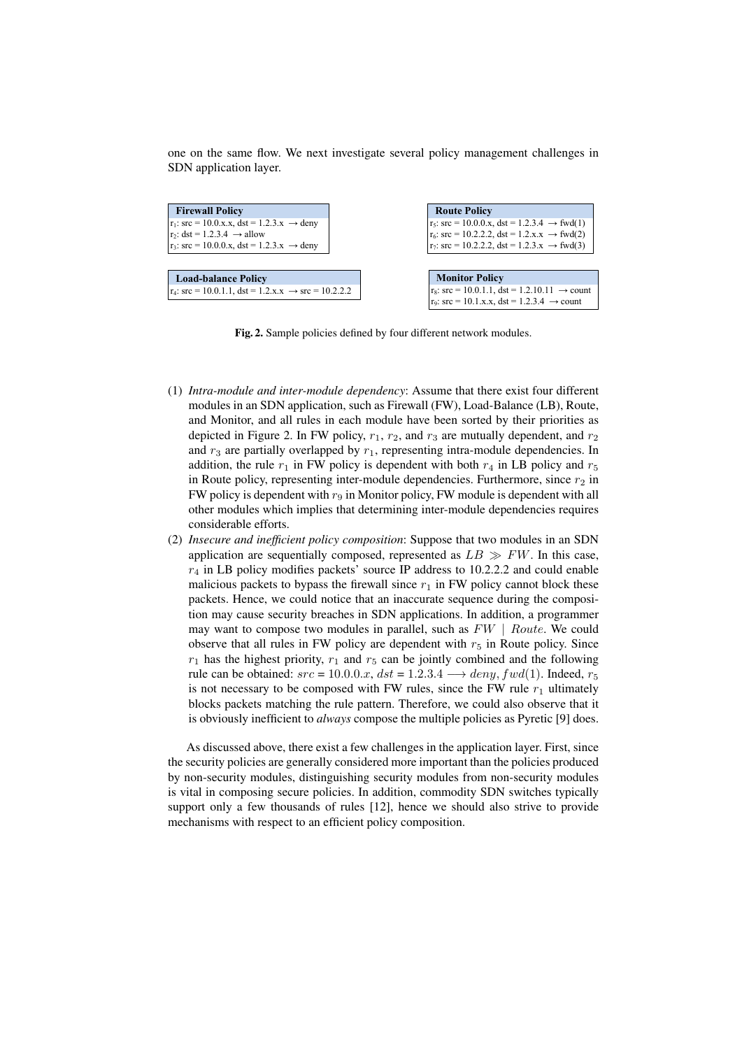one on the same flow. We next investigate several policy management challenges in SDN application layer.

| **Firewall Policy** |
| --- |
| $r_1$: src = 10.0.x.x, dst = 1.2.3.x $\rightarrow$ deny |
| $r_2$: dst = 1.2.3.4 $\rightarrow$ allow |
| $r_3$: src = 10.0.0.x, dst = 1.2.3.x $\rightarrow$ deny |

| **Route Policy** |
| --- |
| $r_5$: src = 10.0.0.x, dst = 1.2.3.4 $\rightarrow$ fwd(1) |
| $r_6$: src = 10.2.2.2, dst = 1.2.x.x $\rightarrow$ fwd(2) |
| $r_7$: src = 10.2.2.2, dst = 1.2.3.x $\rightarrow$ fwd(3) |

| **Load-balance Policy** |
| --- |
| $r_4$: src = 10.0.1.1, dst = 1.2.x.x $\rightarrow$ src = 10.2.2.2 |

| **Monitor Policy** |
| --- |
| $r_8$: src = 10.0.1.1, dst = 1.2.10.11 $\rightarrow$ count |
| $r_9$: src = 10.1.x.x, dst = 1.2.3.4 $\rightarrow$ count |

**Fig. 2.** Sample policies defined by four different network modules.

(1) *Intra-module and inter-module dependency*: Assume that there exist four different modules in an SDN application, such as Firewall (FW), Load-Balance (LB), Route, and Monitor, and all rules in each module have been sorted by their priorities as depicted in Figure 2. In FW policy, $r_1$, $r_2$, and $r_3$ are mutually dependent, and $r_2$ and $r_3$ are partially overlapped by $r_1$, representing intra-module dependencies. In addition, the rule $r_1$ in FW policy is dependent with both $r_4$ in LB policy and $r_5$ in Route policy, representing inter-module dependencies. Furthermore, since $r_2$ in FW policy is dependent with $r_9$ in Monitor policy, FW module is dependent with all other modules which implies that determining inter-module dependencies requires considerable efforts.

(2) *Insecure and inefficient policy composition*: Suppose that two modules in an SDN application are sequentially composed, represented as $LB \gg FW$. In this case, $r_4$ in LB policy modifies packets' source IP address to 10.2.2.2 and could enable malicious packets to bypass the firewall since $r_1$ in FW policy cannot block these packets. Hence, we could notice that an inaccurate sequence during the composition may cause security breaches in SDN applications. In addition, a programmer may want to compose two modules in parallel, such as $FW \mid Route$. We could observe that all rules in FW policy are dependent with $r_5$ in Route policy. Since $r_1$ has the highest priority, $r_1$ and $r_5$ can be jointly combined and the following rule can be obtained: $src$ = $10.0.0.x$, $dst$ = $1.2.3.4 \longrightarrow deny, fwd(1)$. Indeed, $r_5$ is not necessary to be composed with FW rules, since the FW rule $r_1$ ultimately blocks packets matching the rule pattern. Therefore, we could also observe that it is obviously inefficient to *always* compose the multiple policies as Pyretic [9] does.

As discussed above, there exist a few challenges in the application layer. First, since the security policies are generally considered more important than the policies produced by non-security modules, distinguishing security modules from non-security modules is vital in composing secure policies. In addition, commodity SDN switches typically support only a few thousands of rules [12], hence we should also strive to provide mechanisms with respect to an efficient policy composition.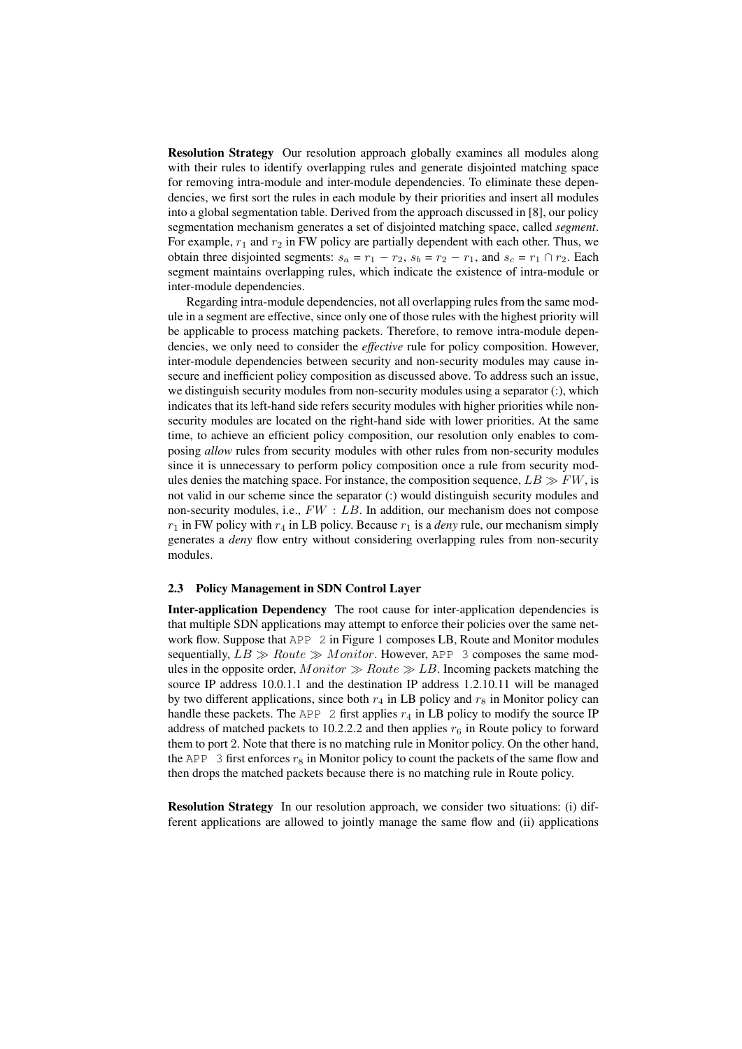**Resolution Strategy** Our resolution approach globally examines all modules along with their rules to identify overlapping rules and generate disjointed matching space for removing intra-module and inter-module dependencies. To eliminate these dependencies, we first sort the rules in each module by their priorities and insert all modules into a global segmentation table. Derived from the approach discussed in [8], our policy segmentation mechanism generates a set of disjointed matching space, called *segment*. For example, $r_1$ and $r_2$ in FW policy are partially dependent with each other. Thus, we obtain three disjointed segments: $s_a = r_1 - r_2$, $s_b = r_2 - r_1$, and $s_c = r_1 \cap r_2$. Each segment maintains overlapping rules, which indicate the existence of intra-module or inter-module dependencies.

Regarding intra-module dependencies, not all overlapping rules from the same module in a segment are effective, since only one of those rules with the highest priority will be applicable to process matching packets. Therefore, to remove intra-module dependencies, we only need to consider the *effective* rule for policy composition. However, inter-module dependencies between security and non-security modules may cause insecure and inefficient policy composition as discussed above. To address such an issue, we distinguish security modules from non-security modules using a separator (:), which indicates that its left-hand side refers security modules with higher priorities while non-security modules are located on the right-hand side with lower priorities. At the same time, to achieve an efficient policy composition, our resolution only enables to composing *allow* rules from security modules with other rules from non-security modules since it is unnecessary to perform policy composition once a rule from security modules denies the matching space. For instance, the composition sequence, $LB \gg FW$, is not valid in our scheme since the separator (:) would distinguish security modules and non-security modules, i.e., $FW : LB$. In addition, our mechanism does not compose $r_1$ in FW policy with $r_4$ in LB policy. Because $r_1$ is a *deny* rule, our mechanism simply generates a *deny* flow entry without considering overlapping rules from non-security modules.

### 2.3 Policy Management in SDN Control Layer

**Inter-application Dependency** The root cause for inter-application dependencies is that multiple SDN applications may attempt to enforce their policies over the same network flow. Suppose that `APP 2` in Figure 1 composes LB, Route and Monitor modules sequentially, $LB \gg Route \gg Monitor$. However, `APP 3` composes the same modules in the opposite order, $Monitor \gg Route \gg LB$. Incoming packets matching the source IP address 10.0.1.1 and the destination IP address 1.2.10.11 will be managed by two different applications, since both $r_4$ in LB policy and $r_8$ in Monitor policy can handle these packets. The `APP 2` first applies $r_4$ in LB policy to modify the source IP address of matched packets to 10.2.2.2 and then applies $r_6$ in Route policy to forward them to port 2. Note that there is no matching rule in Monitor policy. On the other hand, the `APP 3` first enforces $r_8$ in Monitor policy to count the packets of the same flow and then drops the matched packets because there is no matching rule in Route policy.

**Resolution Strategy** In our resolution approach, we consider two situations: (i) different applications are allowed to jointly manage the same flow and (ii) applications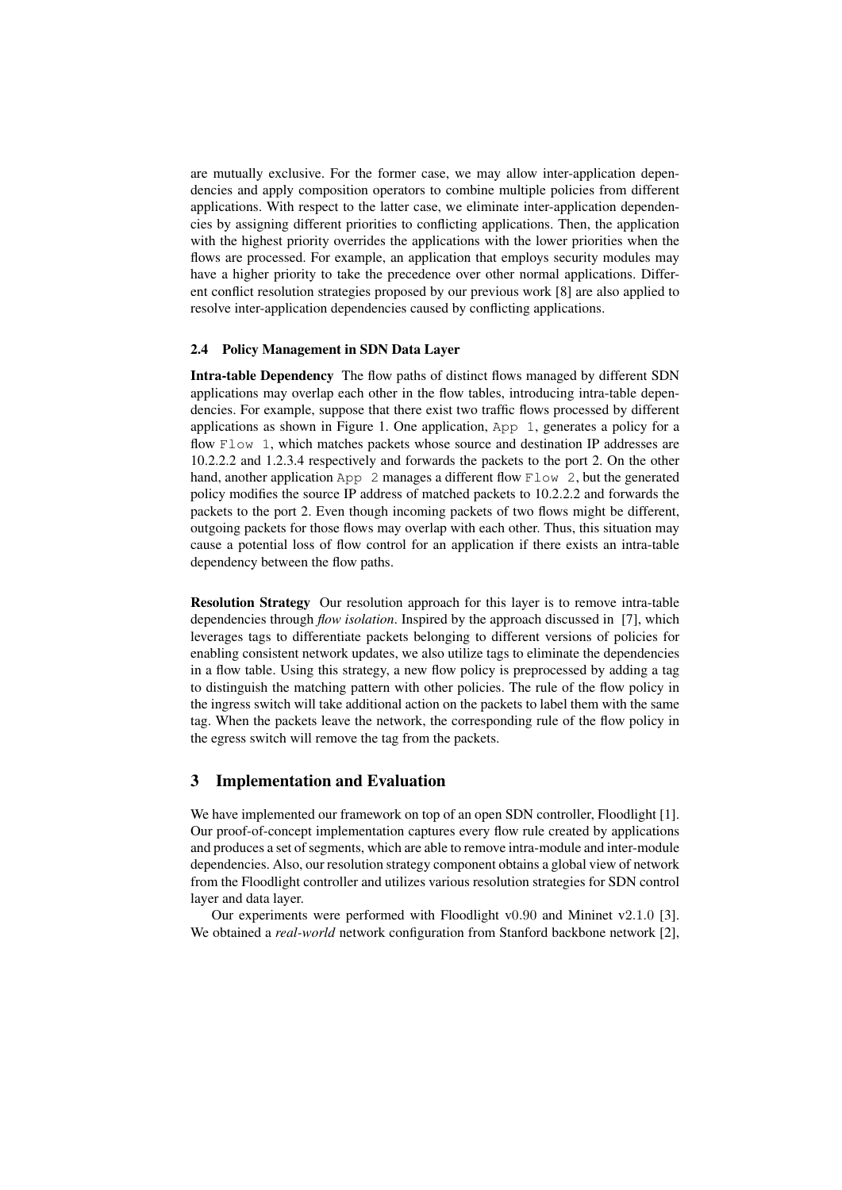are mutually exclusive. For the former case, we may allow inter-application dependencies and apply composition operators to combine multiple policies from different applications. With respect to the latter case, we eliminate inter-application dependencies by assigning different priorities to conflicting applications. Then, the application with the highest priority overrides the applications with the lower priorities when the flows are processed. For example, an application that employs security modules may have a higher priority to take the precedence over other normal applications. Different conflict resolution strategies proposed by our previous work [8] are also applied to resolve inter-application dependencies caused by conflicting applications.

### 2.4 Policy Management in SDN Data Layer

**Intra-table Dependency** The flow paths of distinct flows managed by different SDN applications may overlap each other in the flow tables, introducing intra-table dependencies. For example, suppose that there exist two traffic flows processed by different applications as shown in Figure 1. One application, `App 1`, generates a policy for a flow `Flow 1`, which matches packets whose source and destination IP addresses are 10.2.2.2 and 1.2.3.4 respectively and forwards the packets to the port 2. On the other hand, another application `App 2` manages a different flow `Flow 2`, but the generated policy modifies the source IP address of matched packets to 10.2.2.2 and forwards the packets to the port 2. Even though incoming packets of two flows might be different, outgoing packets for those flows may overlap with each other. Thus, this situation may cause a potential loss of flow control for an application if there exists an intra-table dependency between the flow paths.

**Resolution Strategy** Our resolution approach for this layer is to remove intra-table dependencies through *flow isolation*. Inspired by the approach discussed in [7], which leverages tags to differentiate packets belonging to different versions of policies for enabling consistent network updates, we also utilize tags to eliminate the dependencies in a flow table. Using this strategy, a new flow policy is preprocessed by adding a tag to distinguish the matching pattern with other policies. The rule of the flow policy in the ingress switch will take additional action on the packets to label them with the same tag. When the packets leave the network, the corresponding rule of the flow policy in the egress switch will remove the tag from the packets.

## 3 Implementation and Evaluation

We have implemented our framework on top of an open SDN controller, Floodlight [1]. Our proof-of-concept implementation captures every flow rule created by applications and produces a set of segments, which are able to remove intra-module and inter-module dependencies. Also, our resolution strategy component obtains a global view of network from the Floodlight controller and utilizes various resolution strategies for SDN control layer and data layer.

Our experiments were performed with Floodlight v0.90 and Mininet v2.1.0 [3]. We obtained a *real-world* network configuration from Stanford backbone network [2],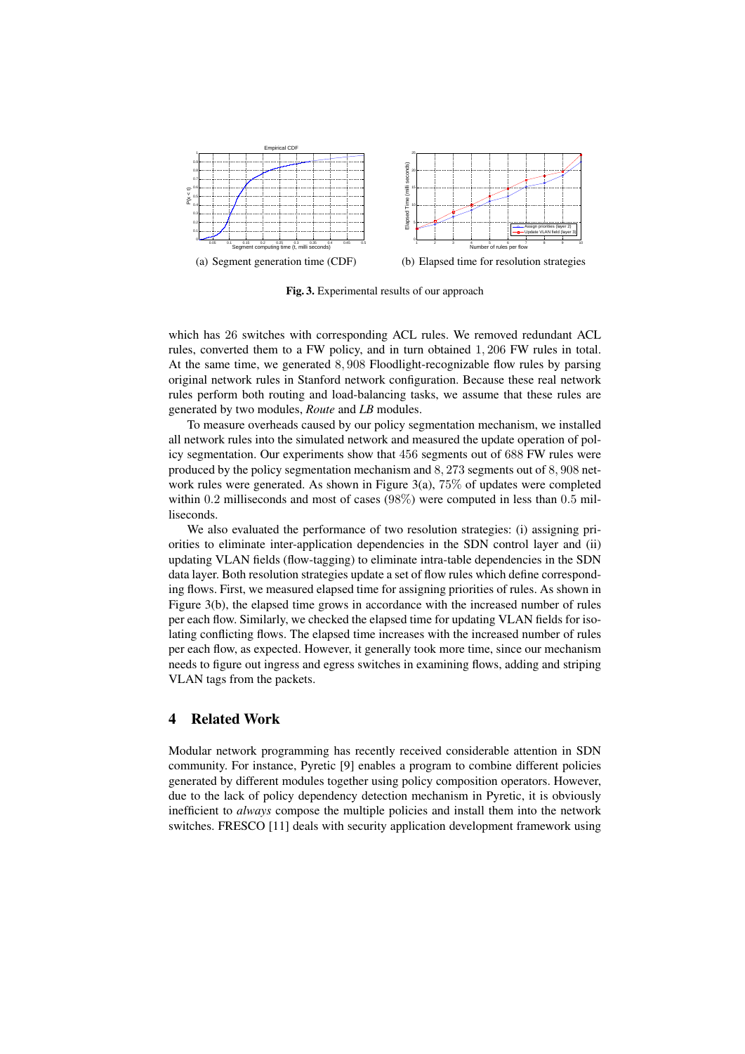(a) Segment generation time (CDF)

(b) Elapsed time for resolution strategies

**Fig. 3.** Experimental results of our approach

which has 26 switches with corresponding ACL rules. We removed redundant ACL rules, converted them to a FW policy, and in turn obtained 1,206 FW rules in total. At the same time, we generated 8,908 Floodlight-recognizable flow rules by parsing original network rules in Stanford network configuration. Because these real network rules perform both routing and load-balancing tasks, we assume that these rules are generated by two modules, *Route* and *LB* modules.

To measure overheads caused by our policy segmentation mechanism, we installed all network rules into the simulated network and measured the update operation of policy segmentation. Our experiments show that 456 segments out of 688 FW rules were produced by the policy segmentation mechanism and 8,273 segments out of 8,908 network rules were generated. As shown in Figure 3(a), 75% of updates were completed within 0.2 milliseconds and most of cases (98%) were computed in less than 0.5 milliseconds.

We also evaluated the performance of two resolution strategies: (i) assigning priorities to eliminate inter-application dependencies in the SDN control layer and (ii) updating VLAN fields (flow-tagging) to eliminate intra-table dependencies in the SDN data layer. Both resolution strategies update a set of flow rules which define corresponding flows. First, we measured elapsed time for assigning priorities of rules. As shown in Figure 3(b), the elapsed time grows in accordance with the increased number of rules per each flow. Similarly, we checked the elapsed time for updating VLAN fields for isolating conflicting flows. The elapsed time increases with the increased number of rules per each flow, as expected. However, it generally took more time, since our mechanism needs to figure out ingress and egress switches in examining flows, adding and striping VLAN tags from the packets.

## 4 Related Work

Modular network programming has recently received considerable attention in SDN community. For instance, Pyretic [9] enables a program to combine different policies generated by different modules together using policy composition operators. However, due to the lack of policy dependency detection mechanism in Pyretic, it is obviously inefficient to *always* compose the multiple policies and install them into the network switches. FRESCO [11] deals with security application development framework using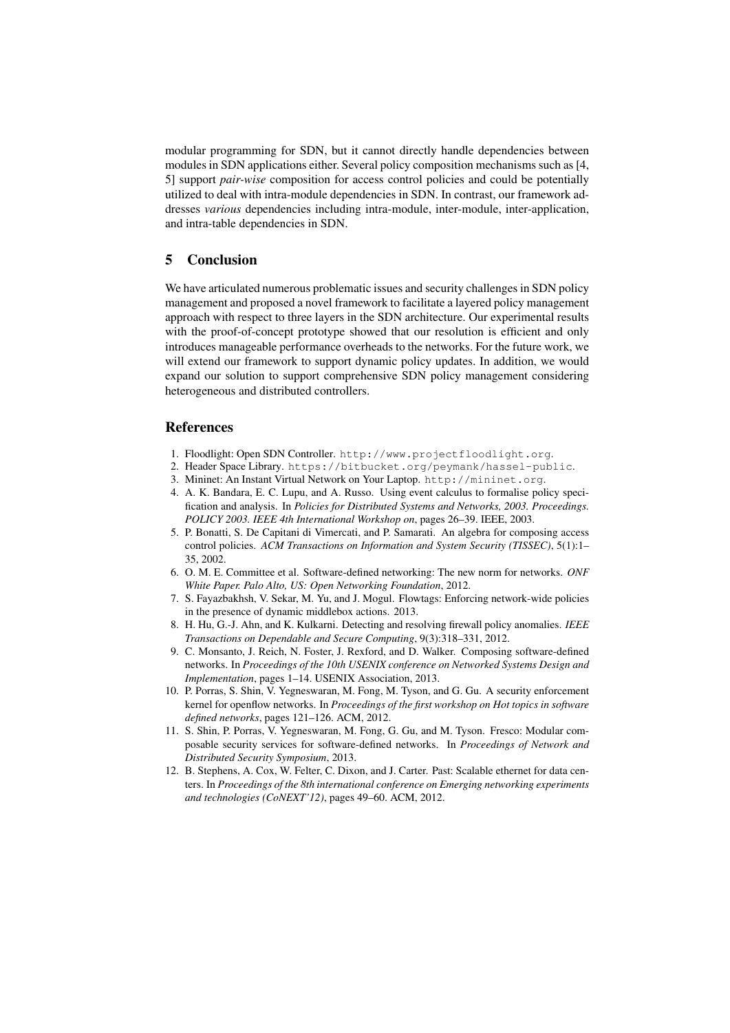modular programming for SDN, but it cannot directly handle dependencies between modules in SDN applications either. Several policy composition mechanisms such as [4, 5] support *pair-wise* composition for access control policies and could be potentially utilized to deal with intra-module dependencies in SDN. In contrast, our framework addresses *various* dependencies including intra-module, inter-module, inter-application, and intra-table dependencies in SDN.

## 5 Conclusion

We have articulated numerous problematic issues and security challenges in SDN policy management and proposed a novel framework to facilitate a layered policy management approach with respect to three layers in the SDN architecture. Our experimental results with the proof-of-concept prototype showed that our resolution is efficient and only introduces manageable performance overheads to the networks. For the future work, we will extend our framework to support dynamic policy updates. In addition, we would expand our solution to support comprehensive SDN policy management considering heterogeneous and distributed controllers.

## References

1. Floodlight: Open SDN Controller. `http://www.projectfloodlight.org`.
2. Header Space Library. `https://bitbucket.org/peymank/hassel-public`.
3. Mininet: An Instant Virtual Network on Your Laptop. `http://mininet.org`.
4. A. K. Bandara, E. C. Lupu, and A. Russo. Using event calculus to formalise policy specification and analysis. In *Policies for Distributed Systems and Networks, 2003. Proceedings. POLICY 2003. IEEE 4th International Workshop on*, pages 26–39. IEEE, 2003.
5. P. Bonatti, S. De Capitani di Vimercati, and P. Samarati. An algebra for composing access control policies. *ACM Transactions on Information and System Security (TISSEC)*, 5(1):1–35, 2002.
6. O. M. E. Committee et al. Software-defined networking: The new norm for networks. *ONF White Paper. Palo Alto, US: Open Networking Foundation*, 2012.
7. S. Fayazbakhsh, V. Sekar, M. Yu, and J. Mogul. Flowtags: Enforcing network-wide policies in the presence of dynamic middlebox actions. 2013.
8. H. Hu, G.-J. Ahn, and K. Kulkarni. Detecting and resolving firewall policy anomalies. *IEEE Transactions on Dependable and Secure Computing*, 9(3):318–331, 2012.
9. C. Monsanto, J. Reich, N. Foster, J. Rexford, and D. Walker. Composing software-defined networks. In *Proceedings of the 10th USENIX conference on Networked Systems Design and Implementation*, pages 1–14. USENIX Association, 2013.
10. P. Porras, S. Shin, V. Yegneswaran, M. Fong, M. Tyson, and G. Gu. A security enforcement kernel for openflow networks. In *Proceedings of the first workshop on Hot topics in software defined networks*, pages 121–126. ACM, 2012.
11. S. Shin, P. Porras, V. Yegneswaran, M. Fong, G. Gu, and M. Tyson. Fresco: Modular composable security services for software-defined networks. In *Proceedings of Network and Distributed Security Symposium*, 2013.
12. B. Stephens, A. Cox, W. Felter, C. Dixon, and J. Carter. Past: Scalable ethernet for data centers. In *Proceedings of the 8th international conference on Emerging networking experiments and technologies (CoNEXT'12)*, pages 49–60. ACM, 2012.